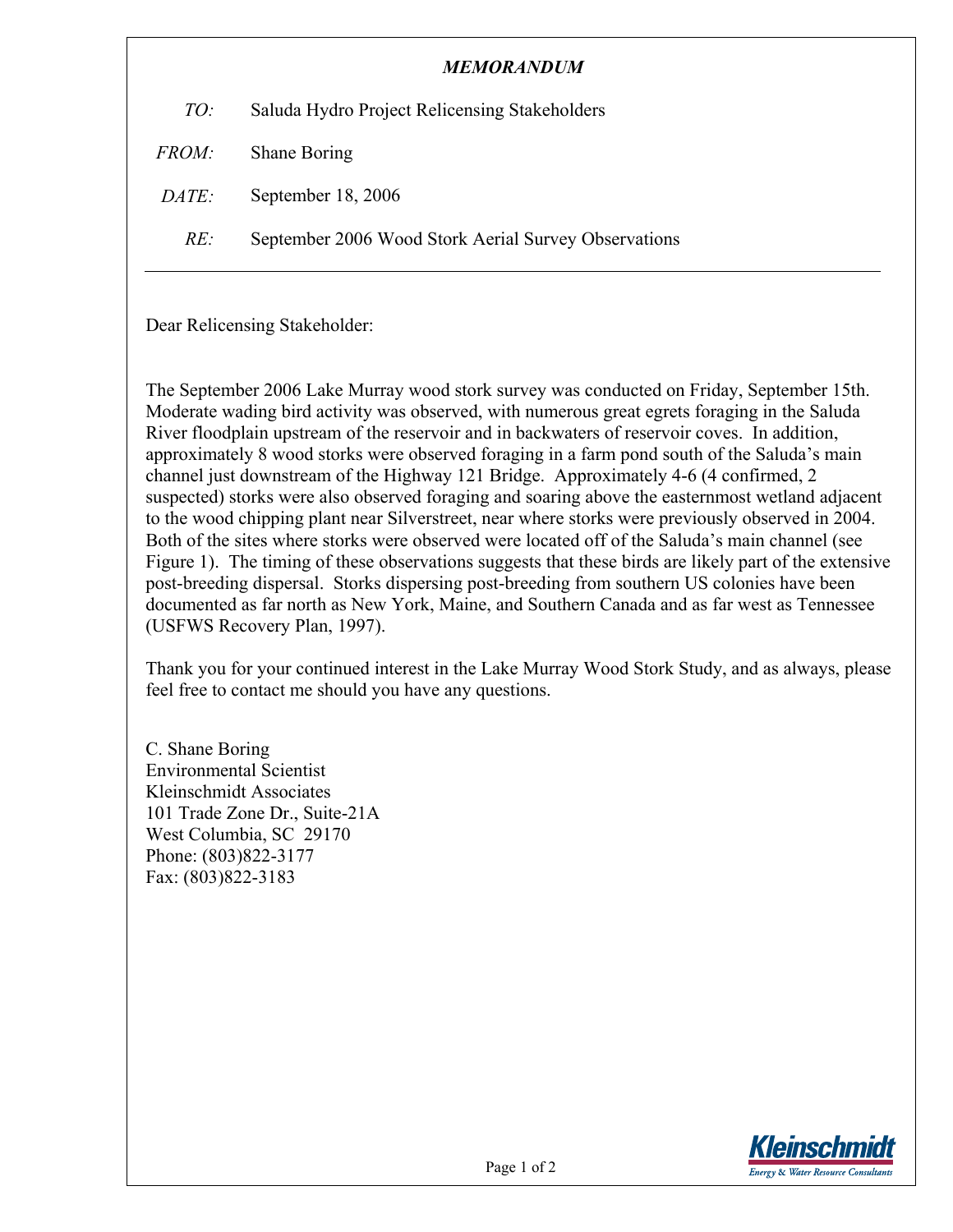***MEMORANDUM***

*TO:* Saluda Hydro Project Relicensing Stakeholders

*FROM:* Shane Boring

*DATE:* September 18, 2006

*RE:* September 2006 Wood Stork Aerial Survey Observations

---

Dear Relicensing Stakeholder:

The September 2006 Lake Murray wood stork survey was conducted on Friday, September 15th. Moderate wading bird activity was observed, with numerous great egrets foraging in the Saluda River floodplain upstream of the reservoir and in backwaters of reservoir coves. In addition, approximately 8 wood storks were observed foraging in a farm pond south of the Saluda's main channel just downstream of the Highway 121 Bridge. Approximately 4-6 (4 confirmed, 2 suspected) storks were also observed foraging and soaring above the easternmost wetland adjacent to the wood chipping plant near Silverstreet, near where storks were previously observed in 2004. Both of the sites where storks were observed were located off of the Saluda's main channel (see Figure 1). The timing of these observations suggests that these birds are likely part of the extensive post-breeding dispersal. Storks dispersing post-breeding from southern US colonies have been documented as far north as New York, Maine, and Southern Canada and as far west as Tennessee (USFWS Recovery Plan, 1997).

Thank you for your continued interest in the Lake Murray Wood Stork Study, and as always, please feel free to contact me should you have any questions.

C. Shane Boring
Environmental Scientist
Kleinschmidt Associates
101 Trade Zone Dr., Suite-21A
West Columbia, SC 29170
Phone: (803)822-3177
Fax: (803)822-3183

Kleinschmidt
Energy & Water Resource Consultants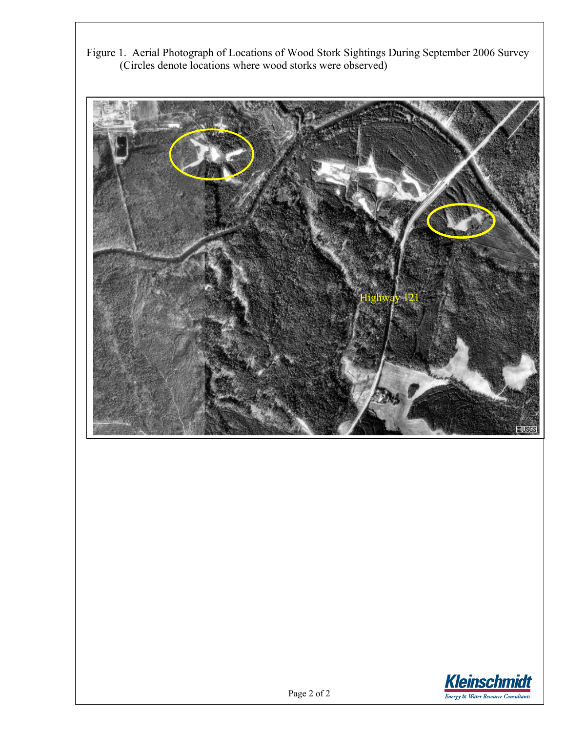Figure 1. Aerial Photograph of Locations of Wood Stork Sightings During September 2006 Survey (Circles denote locations where wood storks were observed)

Highway 121

USGS